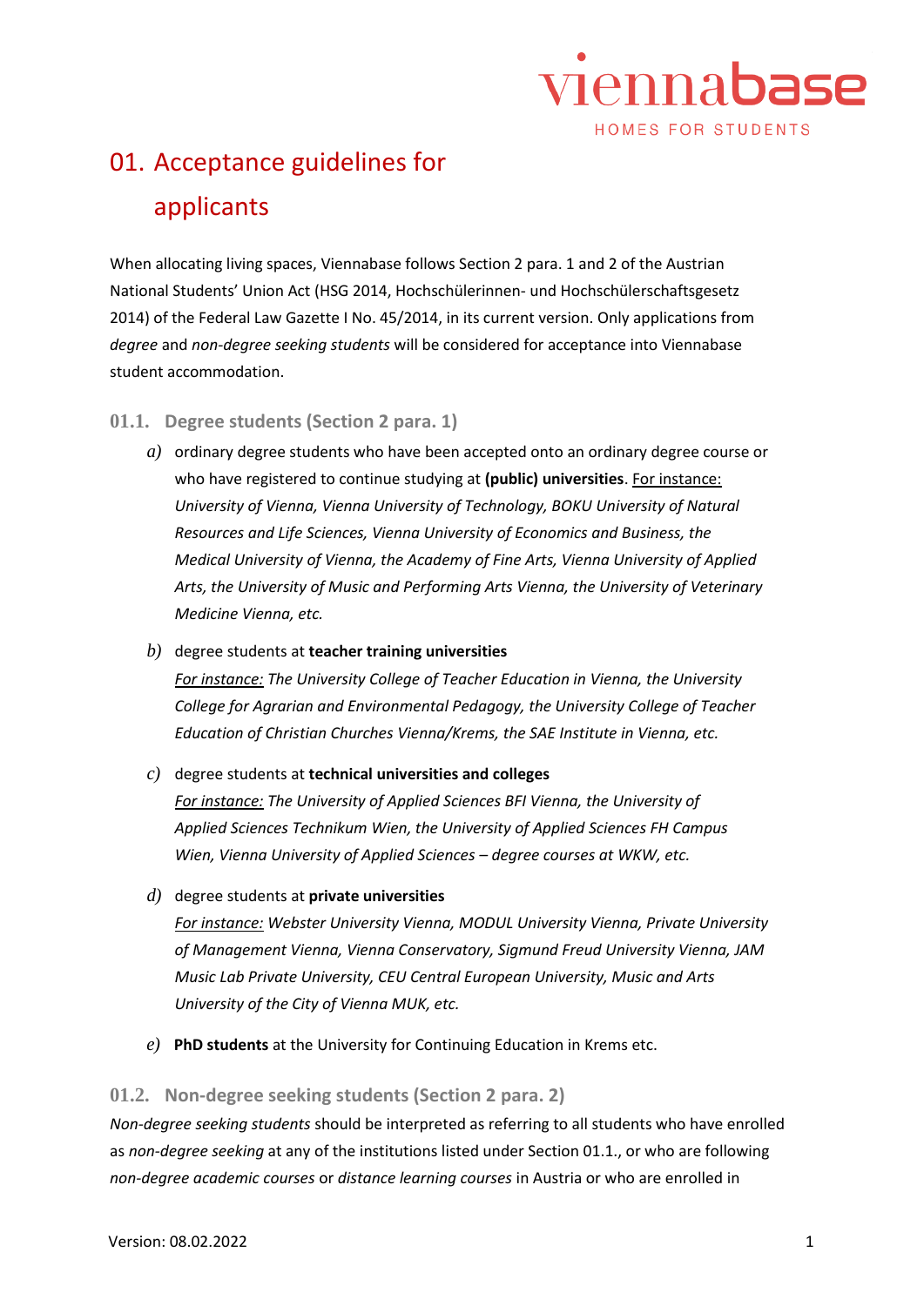# 01. Acceptance guidelines for applicants

When allocating living spaces, Viennabase follows Section 2 para. 1 and 2 of the Austrian National Students' Union Act (HSG 2014, Hochschülerinnen- und Hochschülerschaftsgesetz 2014) of the Federal Law Gazette I No. 45/2014, in its current version. Only applications from *degree* and *non-degree seeking students* will be considered for acceptance into Viennabase student accommodation.

## 01.1. Degree students (Section 2 para. 1)

*a)* ordinary degree students who have been accepted onto an ordinary degree course or who have registered to continue studying at **(public) universities**. For instance: *University of Vienna, Vienna University of Technology, BOKU University of Natural Resources and Life Sciences, Vienna University of Economics and Business, the Medical University of Vienna, the Academy of Fine Arts, Vienna University of Applied Arts, the University of Music and Performing Arts Vienna, the University of Veterinary Medicine Vienna, etc.*

*b)* degree students at **teacher training universities**
*For instance: The University College of Teacher Education in Vienna, the University College for Agrarian and Environmental Pedagogy, the University College of Teacher Education of Christian Churches Vienna/Krems, the SAE Institute in Vienna, etc.*

*c)* degree students at **technical universities and colleges**
*For instance: The University of Applied Sciences BFI Vienna, the University of Applied Sciences Technikum Wien, the University of Applied Sciences FH Campus Wien, Vienna University of Applied Sciences – degree courses at WKW, etc.*

*d)* degree students at **private universities**
*For instance: Webster University Vienna, MODUL University Vienna, Private University of Management Vienna, Vienna Conservatory, Sigmund Freud University Vienna, JAM Music Lab Private University, CEU Central European University, Music and Arts University of the City of Vienna MUK, etc.*

*e)* **PhD students** at the University for Continuing Education in Krems etc.

## 01.2. Non-degree seeking students (Section 2 para. 2)

*Non-degree seeking students* should be interpreted as referring to all students who have enrolled as *non-degree seeking* at any of the institutions listed under Section 01.1., or who are following *non-degree academic courses* or *distance learning courses* in Austria or who are enrolled in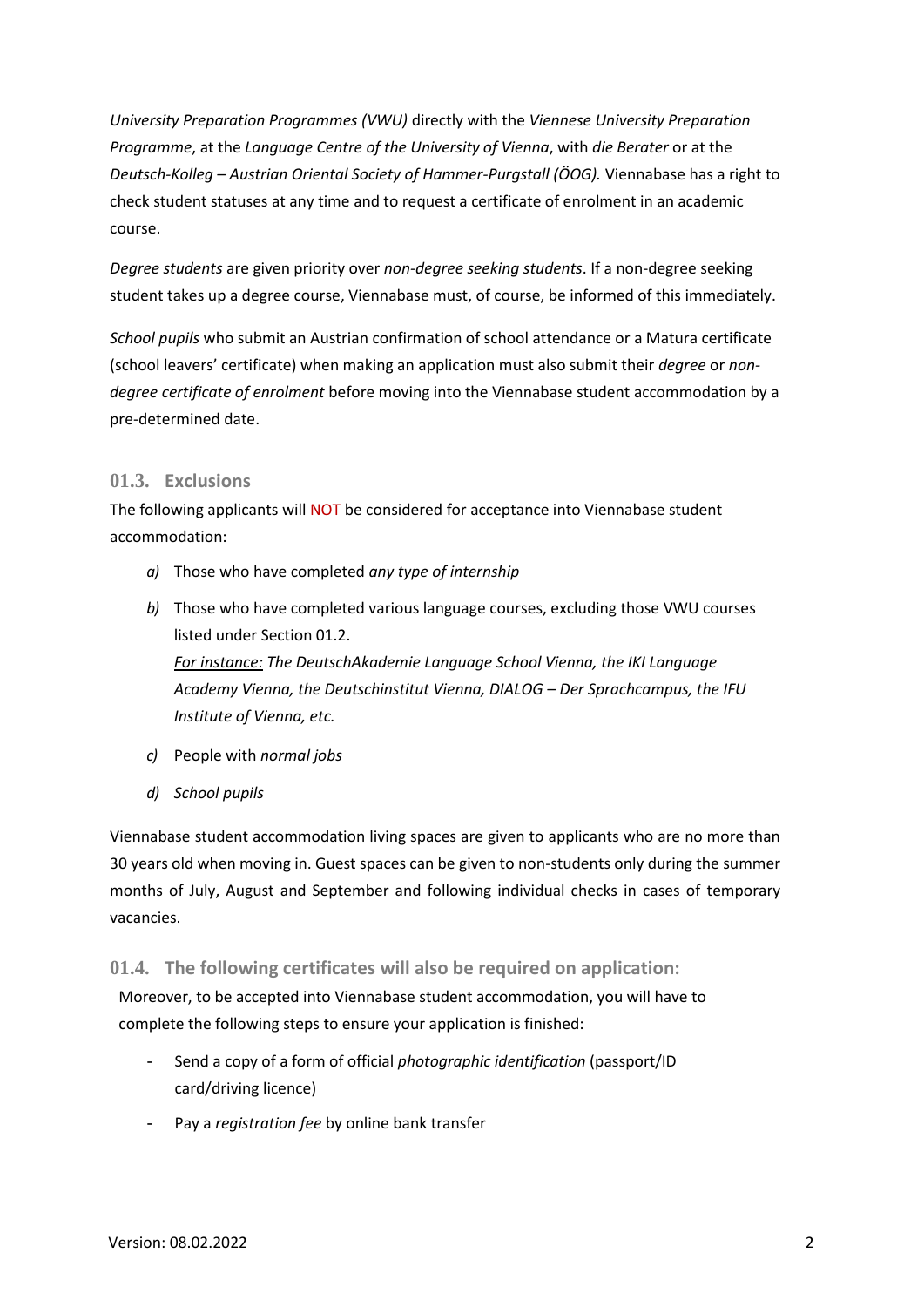*University Preparation Programmes (VWU)* directly with the *Viennese University Preparation Programme*, at the *Language Centre of the University of Vienna*, with *die Berater* or at the *Deutsch-Kolleg – Austrian Oriental Society of Hammer-Purgstall (ÖOG).* Viennabase has a right to check student statuses at any time and to request a certificate of enrolment in an academic course.

*Degree students* are given priority over *non-degree seeking students*. If a non-degree seeking student takes up a degree course, Viennabase must, of course, be informed of this immediately.

*School pupils* who submit an Austrian confirmation of school attendance or a Matura certificate (school leavers' certificate) when making an application must also submit their *degree* or *non-degree certificate of enrolment* before moving into the Viennabase student accommodation by a pre-determined date.

### 01.3. Exclusions

The following applicants will NOT be considered for acceptance into Viennabase student accommodation:

*a)* Those who have completed *any type of internship*

*b)* Those who have completed various language courses, excluding those VWU courses listed under Section 01.2.
*For instance:* *The DeutschAkademie Language School Vienna, the IKI Language Academy Vienna, the Deutschinstitut Vienna, DIALOG – Der Sprachcampus, the IFU Institute of Vienna, etc.*

*c)* People with *normal jobs*

*d)* *School pupils*

Viennabase student accommodation living spaces are given to applicants who are no more than 30 years old when moving in. Guest spaces can be given to non-students only during the summer months of July, August and September and following individual checks in cases of temporary vacancies.

### 01.4. The following certificates will also be required on application:

Moreover, to be accepted into Viennabase student accommodation, you will have to complete the following steps to ensure your application is finished:

- Send a copy of a form of official *photographic identification* (passport/ID card/driving licence)
- Pay a *registration fee* by online bank transfer

Version: 08.02.2022